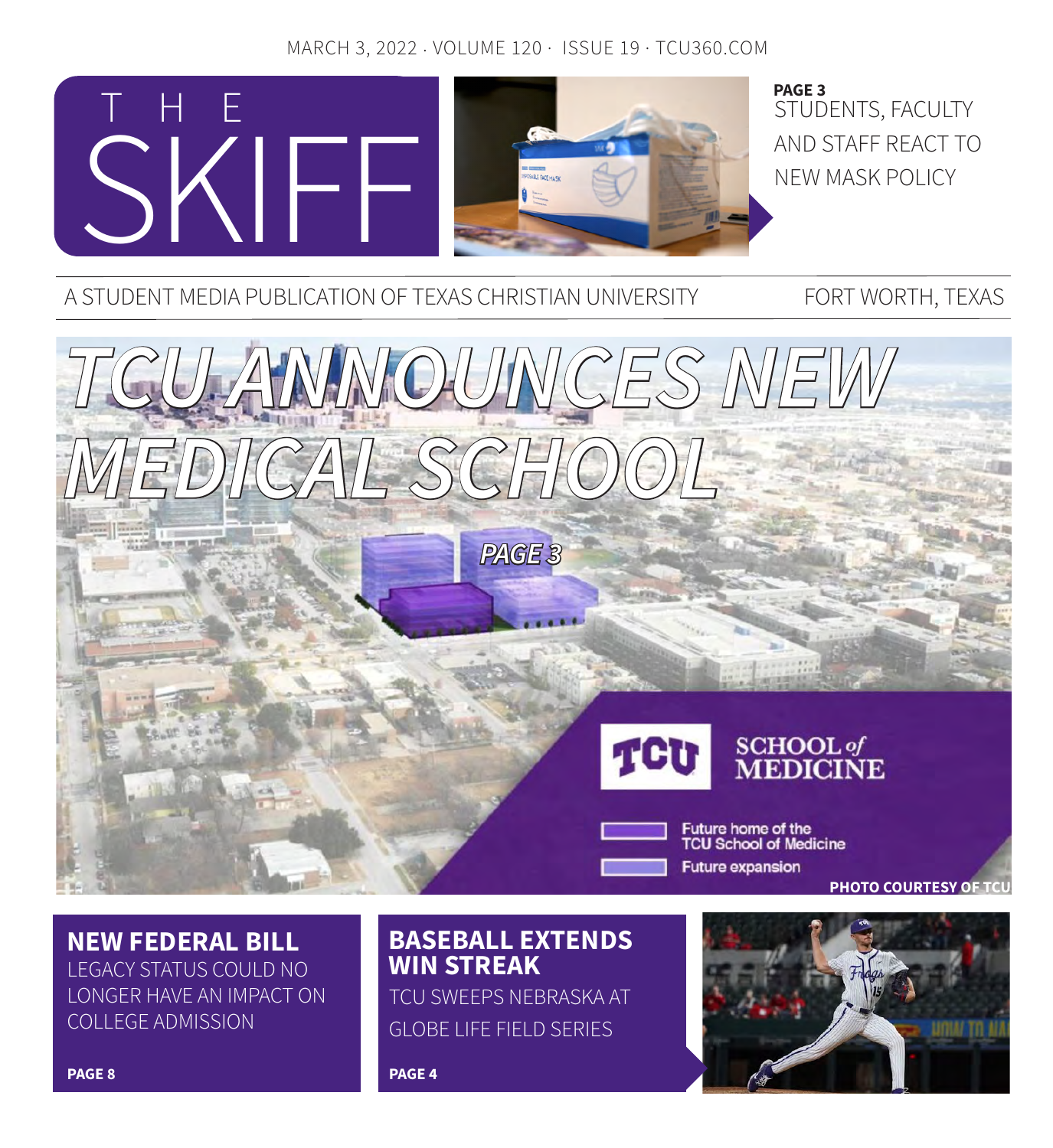MARCH 3, 2022 · VOLUME 120 · ISSUE 19 · TCU360.COM

# THE SKIFF

**PAGE 3**
STUDENTS, FACULTY AND STAFF REACT TO NEW MASK POLICY

A STUDENT MEDIA PUBLICATION OF TEXAS CHRISTIAN UNIVERSITY — FORT WORTH, TEXAS

# *TCU ANNOUNCES NEW MEDICAL SCHOOL*

*PAGE 3*

TCU SCHOOL of MEDICINE

Future home of the TCU School of Medicine

Future expansion

PHOTO COURTESY OF TCU

## NEW FEDERAL BILL

LEGACY STATUS COULD NO LONGER HAVE AN IMPACT ON COLLEGE ADMISSION

**PAGE 8**

## BASEBALL EXTENDS WIN STREAK

TCU SWEEPS NEBRASKA AT GLOBE LIFE FIELD SERIES

**PAGE 4**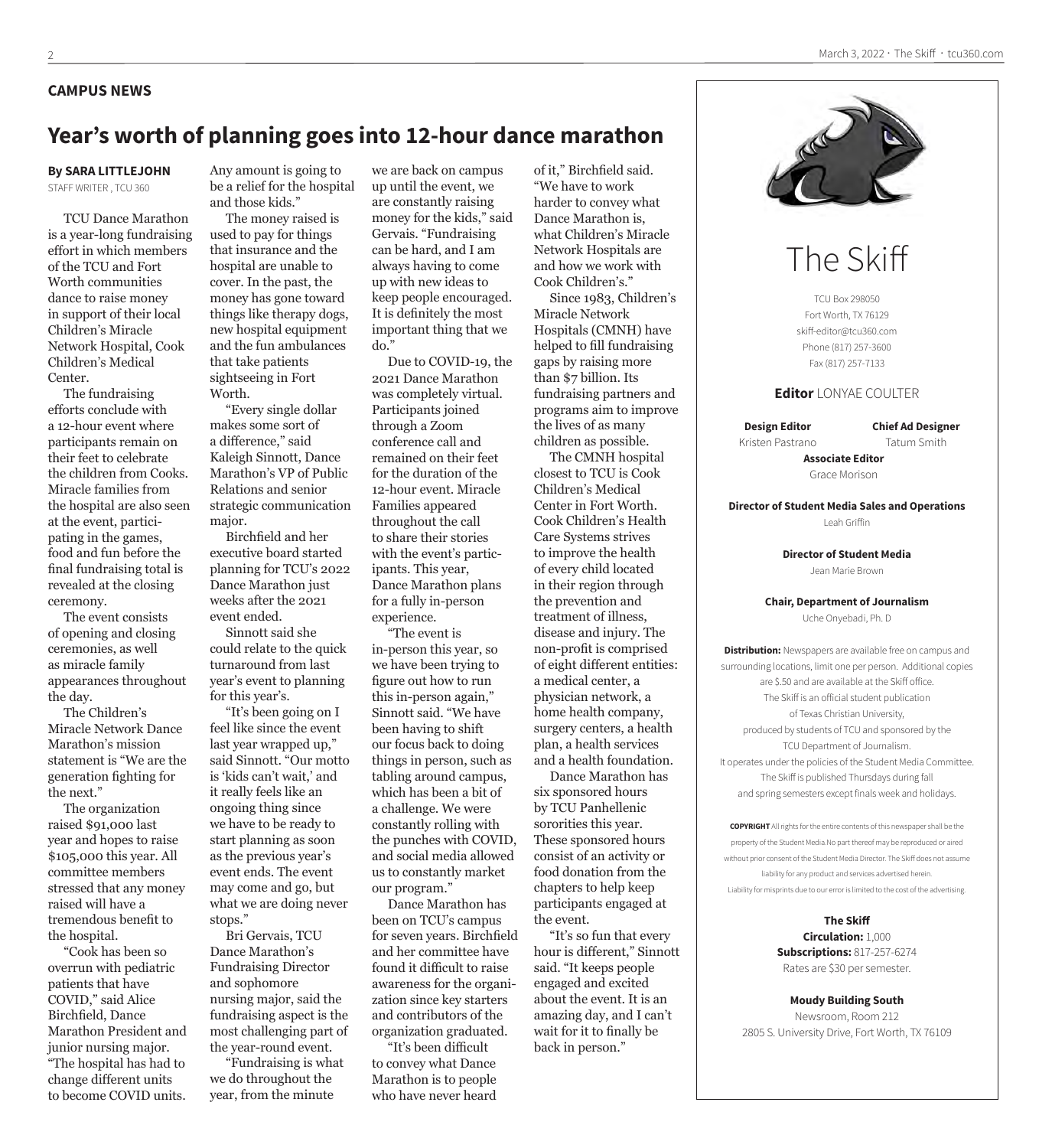**CAMPUS NEWS**

# Year's worth of planning goes into 12-hour dance marathon

**By SARA LITTLEJOHN**
STAFF WRITER , TCU 360

TCU Dance Marathon is a year-long fundraising effort in which members of the TCU and Fort Worth communities dance to raise money in support of their local Children's Miracle Network Hospital, Cook Children's Medical Center.

The fundraising efforts conclude with a 12-hour event where participants remain on their feet to celebrate the children from Cooks. Miracle families from the hospital are also seen at the event, participating in the games, food and fun before the final fundraising total is revealed at the closing ceremony.

The event consists of opening and closing ceremonies, as well as miracle family appearances throughout the day.

The Children's Miracle Network Dance Marathon's mission statement is "We are the generation fighting for the next."

The organization raised $91,000 last year and hopes to raise $105,000 this year. All committee members stressed that any money raised will have a tremendous benefit to the hospital.

"Cook has been so overrun with pediatric patients that have COVID," said Alice Birchfield, Dance Marathon President and junior nursing major. "The hospital has had to change different units to become COVID units. Any amount is going to be a relief for the hospital and those kids."

The money raised is used to pay for things that insurance and the hospital are unable to cover. In the past, the money has gone toward things like therapy dogs, new hospital equipment and the fun ambulances that take patients sightseeing in Fort Worth.

"Every single dollar makes some sort of a difference," said Kaleigh Sinnott, Dance Marathon's VP of Public Relations and senior strategic communication major.

Birchfield and her executive board started planning for TCU's 2022 Dance Marathon just weeks after the 2021 event ended.

Sinnott said she could relate to the quick turnaround from last year's event to planning for this year's.

"It's been going on I feel like since the event last year wrapped up," said Sinnott. "Our motto is 'kids can't wait,' and it really feels like an ongoing thing since we have to be ready to start planning as soon as the previous year's event ends. The event may come and go, but what we are doing never stops."

Bri Gervais, TCU Dance Marathon's Fundraising Director and sophomore nursing major, said the fundraising aspect is the most challenging part of the year-round event.

"Fundraising is what we do throughout the year, from the minute we are back on campus up until the event, we are constantly raising money for the kids," said Gervais. "Fundraising can be hard, and I am always having to come up with new ideas to keep people encouraged. It is definitely the most important thing that we do."

Due to COVID-19, the 2021 Dance Marathon was completely virtual. Participants joined through a Zoom conference call and remained on their feet for the duration of the 12-hour event. Miracle Families appeared throughout the call to share their stories with the event's participants. This year, Dance Marathon plans for a fully in-person experience.

"The event is in-person this year, so we have been trying to figure out how to run this in-person again," Sinnott said. "We have been having to shift our focus back to doing things in person, such as tabling around campus, which has been a bit of a challenge. We were constantly rolling with the punches with COVID, and social media allowed us to constantly market our program."

Dance Marathon has been on TCU's campus for seven years. Birchfield and her committee have found it difficult to raise awareness for the organization since key starters and contributors of the organization graduated.

"It's been difficult to convey what Dance Marathon is to people who have never heard of it," Birchfield said. "We have to work harder to convey what Dance Marathon is, what Children's Miracle Network Hospitals are and how we work with Cook Children's."

Since 1983, Children's Miracle Network Hospitals (CMNH) have helped to fill fundraising gaps by raising more than $7 billion. Its fundraising partners and programs aim to improve the lives of as many children as possible.

The CMNH hospital closest to TCU is Cook Children's Medical Center in Fort Worth. Cook Children's Health Care Systems strives to improve the health of every child located in their region through the prevention and treatment of illness, disease and injury. The non-profit is comprised of eight different entities: a medical center, a physician network, a home health company, surgery centers, a health plan, a health services and a health foundation.

Dance Marathon has six sponsored hours by TCU Panhellenic sororities this year. These sponsored hours consist of an activity or food donation from the chapters to help keep participants engaged at the event.

"It's so fun that every hour is different," Sinnott said. "It keeps people engaged and excited about the event. It is an amazing day, and I can't wait for it to finally be back in person."

---

## The Skiff

TCU Box 298050
Fort Worth, TX 76129
skiff-editor@tcu360.com
Phone (817) 257-3600
Fax (817) 257-7133

**Editor** LONYAE COULTER

**Design Editor** Kristen Pastrano

**Chief Ad Designer** Tatum Smith

**Associate Editor** Grace Morison

**Director of Student Media Sales and Operations**
Leah Griffin

**Director of Student Media**
Jean Marie Brown

**Chair, Department of Journalism**
Uche Onyebadi, Ph. D

**Distribution:** Newspapers are available free on campus and surrounding locations, limit one per person. Additional copies are $.50 and are available at the Skiff office.
The Skiff is an official student publication of Texas Christian University, produced by students of TCU and sponsored by the TCU Department of Journalism.
It operates under the policies of the Student Media Committee.
The Skiff is published Thursdays during fall and spring semesters except finals week and holidays.

**COPYRIGHT** All rights for the entire contents of this newspaper shall be the property of the Student Media.No part thereof may be reproduced or aired without prior consent of the Student Media Director. The Skiff does not assume liability for any product and services advertised herein.
Liability for misprints due to our error is limited to the cost of the advertising.

**The Skiff**
**Circulation:** 1,000
**Subscriptions:** 817-257-6274
Rates are $30 per semester.

**Moody Building South**
Newsroom, Room 212
2805 S. University Drive, Fort Worth, TX 76109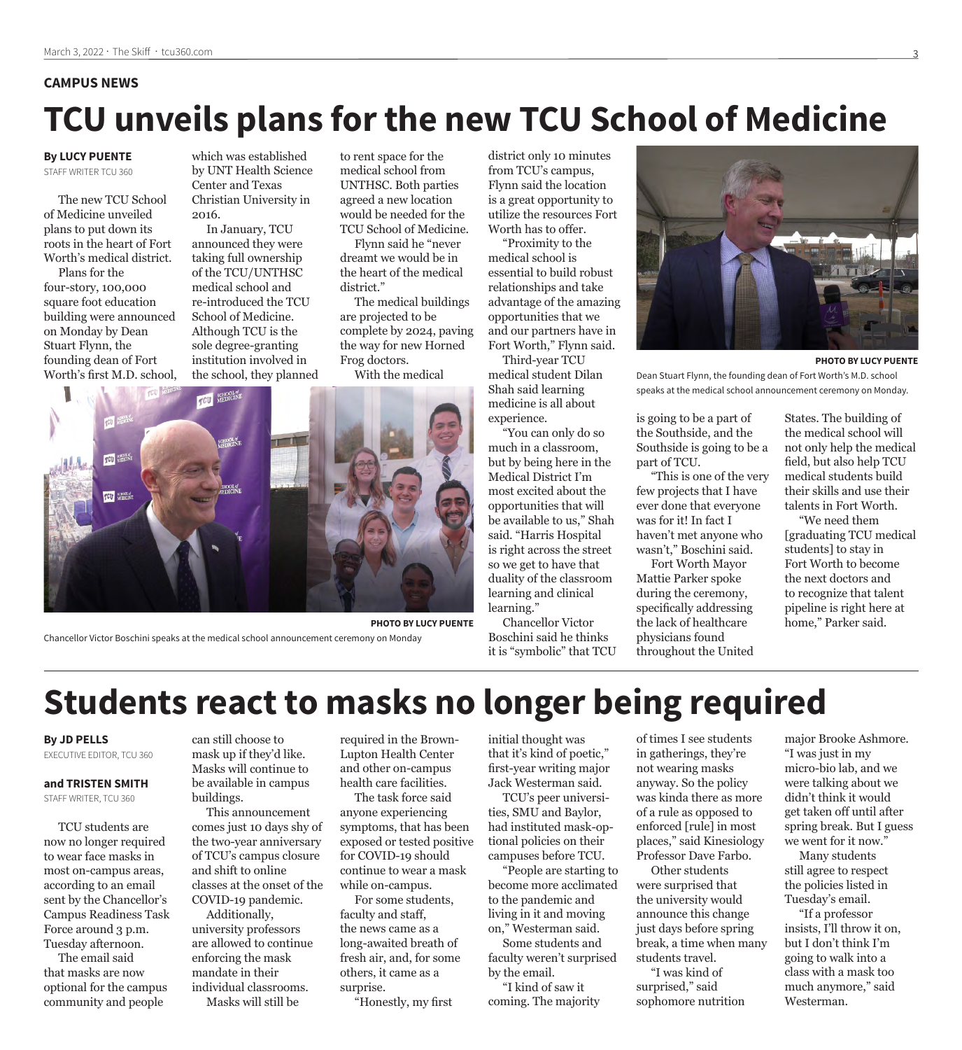CAMPUS NEWS

# TCU unveils plans for the new TCU School of Medicine

**By LUCY PUENTE**
STAFF WRITER TCU 360

The new TCU School of Medicine unveiled plans to put down its roots in the heart of Fort Worth's medical district.

Plans for the four-story, 100,000 square foot education building were announced on Monday by Dean Stuart Flynn, the founding dean of Fort Worth's first M.D. school, which was established by UNT Health Science Center and Texas Christian University in 2016.

In January, TCU announced they were taking full ownership of the TCU/UNTHSC medical school and re-introduced the TCU School of Medicine. Although TCU is the sole degree-granting institution involved in the school, they planned to rent space for the medical school from UNTHSC. Both parties agreed a new location would be needed for the TCU School of Medicine.

Flynn said he "never dreamt we would be in the heart of the medical district."

The medical buildings are projected to be complete by 2024, paving the way for new Horned Frog doctors.

With the medical district only 10 minutes from TCU's campus, Flynn said the location is a great opportunity to utilize the resources Fort Worth has to offer.

"Proximity to the medical school is essential to build robust relationships and take advantage of the amazing opportunities that we and our partners have in Fort Worth," Flynn said.

Third-year TCU medical student Dilan Shah said learning medicine is all about experience.

"You can only do so much in a classroom, but by being here in the Medical District I'm most excited about the opportunities that will be available to us," Shah said. "Harris Hospital is right across the street so we get to have that duality of the classroom learning and clinical learning."

Chancellor Victor Boschini said he thinks it is "symbolic" that TCU is going to be a part of the Southside, and the Southside is going to be a part of TCU.

"This is one of the very few projects that I have ever done that everyone was for it! In fact I haven't met anyone who wasn't," Boschini said.

Fort Worth Mayor Mattie Parker spoke during the ceremony, specifically addressing the lack of healthcare physicians found throughout the United States. The building of the medical school will not only help the medical field, but also help TCU medical students build their skills and use their talents in Fort Worth.

"We need them [graduating TCU medical students] to stay in Fort Worth to become the next doctors and to recognize that talent pipeline is right here at home," Parker said.

PHOTO BY LUCY PUENTE
Chancellor Victor Boschini speaks at the medical school announcement ceremony on Monday

PHOTO BY LUCY PUENTE
Dean Stuart Flynn, the founding dean of Fort Worth's M.D. school speaks at the medical school announcement ceremony on Monday.

# Students react to masks no longer being required

**By JD PELLS**
EXECUTIVE EDITOR, TCU 360

**and TRISTEN SMITH**
STAFF WRITER, TCU 360

TCU students are now no longer required to wear face masks in most on-campus areas, according to an email sent by the Chancellor's Campus Readiness Task Force around 3 p.m. Tuesday afternoon.

The email said that masks are now optional for the campus community and people can still choose to mask up if they'd like. Masks will continue to be available in campus buildings.

This announcement comes just 10 days shy of the two-year anniversary of TCU's campus closure and shift to online classes at the onset of the COVID-19 pandemic.

Additionally, university professors are allowed to continue enforcing the mask mandate in their individual classrooms.

Masks will still be required in the Brown-Lupton Health Center and other on-campus health care facilities.

The task force said anyone experiencing symptoms, that has been exposed or tested positive for COVID-19 should continue to wear a mask while on-campus.

For some students, faculty and staff, the news came as a long-awaited breath of fresh air, and, for some others, it came as a surprise.

"Honestly, my first initial thought was that it's kind of poetic," first-year writing major Jack Westerman said.

TCU's peer universities, SMU and Baylor, had instituted mask-optional policies on their campuses before TCU.

"People are starting to become more acclimated to the pandemic and living in it and moving on," Westerman said.

Some students and faculty weren't surprised by the email.

"I kind of saw it coming. The majority of times I see students in gatherings, they're not wearing masks anyway. So the policy was kinda there as more of a rule as opposed to enforced [rule] in most places," said Kinesiology Professor Dave Farbo.

Other students were surprised that the university would announce this change just days before spring break, a time when many students travel.

"I was kind of surprised," said sophomore nutrition major Brooke Ashmore. "I was just in my micro-bio lab, and we were talking about we didn't think it would get taken off until after spring break. But I guess we went for it now."

Many students still agree to respect the policies listed in Tuesday's email.

"If a professor insists, I'll throw it on, but I don't think I'm going to walk into a class with a mask too much anymore," said Westerman.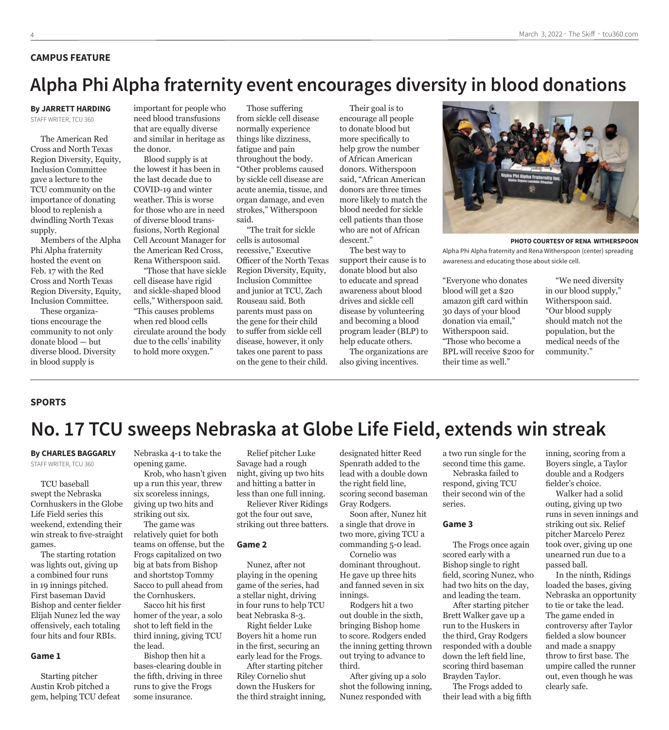CAMPUS FEATURE

# Alpha Phi Alpha fraternity event encourages diversity in blood donations

**By JARRETT HARDING**
STAFF WRITER, TCU 360

The American Red Cross and North Texas Region Diversity, Equity, Inclusion Committee gave a lecture to the TCU community on the importance of donating blood to replenish a dwindling North Texas supply.

Members of the Alpha Phi Alpha fraternity hosted the event on Feb. 17 with the Red Cross and North Texas Region Diversity, Equity, Inclusion Committee.

These organizations encourage the community to not only donate blood — but diverse blood. Diversity in blood supply is important for people who need blood transfusions that are equally diverse and similar in heritage as the donor.

Blood supply is at the lowest it has been in the last decade due to COVID-19 and winter weather. This is worse for those who are in need of diverse blood transfusions, North Regional Cell Account Manager for the American Red Cross, Rena Witherspoon said.

"Those that have sickle cell disease have rigid and sickle-shaped blood cells," Witherspoon said. "This causes problems when red blood cells circulate around the body due to the cells' inability to hold more oxygen."

Those suffering from sickle cell disease normally experience things like dizziness, fatigue and pain throughout the body. "Other problems caused by sickle cell disease are acute anemia, tissue, and organ damage, and even strokes," Witherspoon said.

"The trait for sickle cells is autosomal recessive," Executive Officer of the North Texas Region Diversity, Equity, Inclusion Committee and junior at TCU, Zach Rouseau said. Both parents must pass on the gene for their child to suffer from sickle cell disease, however, it only takes one parent to pass on the gene to their child.

Their goal is to encourage all people to donate blood but more specifically to help grow the number of African American donors. Witherspoon said, "African American donors are three times more likely to match the blood needed for sickle cell patients than those who are not of African descent."

The best way to support their cause is to donate blood but also to educate and spread awareness about blood drives and sickle cell disease by volunteering and becoming a blood program leader (BLP) to help educate others.

The organizations are also giving incentives.

"Everyone who donates blood will get a $20 amazon gift card within 30 days of your blood donation via email," Witherspoon said. "Those who become a BPL will receive $200 for their time as well."

"We need diversity in our blood supply," Witherspoon said. "Our blood supply should match not the population, but the medical needs of the community."

PHOTO COURTESY OF RENA WITHERSPOON
Alpha Phi Alpha fraternity and Rena Witherspoon (center) spreading awareness and educating those about sickle cell.

SPORTS

# No. 17 TCU sweeps Nebraska at Globe Life Field, extends win streak

**By CHARLES BAGGARLY**
STAFF WRITER, TCU 360

TCU baseball swept the Nebraska Cornhuskers in the Globe Life Field series this weekend, extending their win streak to five-straight games.

The starting rotation was lights out, giving up a combined four runs in 19 innings pitched. First baseman David Bishop and center fielder Elijah Nunez led the way offensively, each totaling four hits and four RBIs.

### Game 1

Starting pitcher Austin Krob pitched a gem, helping TCU defeat Nebraska 4-1 to take the opening game.

Krob, who hasn't given up a run this year, threw six scoreless innings, giving up two hits and striking out six.

The game was relatively quiet for both teams on offense, but the Frogs capitalized on two big at bats from Bishop and shortstop Tommy Sacco to pull ahead from the Cornhuskers.

Sacco hit his first homer of the year, a solo shot to left field in the third inning, giving TCU the lead.

Bishop then hit a bases-clearing double in the fifth, driving in three runs to give the Frogs some insurance.

Relief pitcher Luke Savage had a rough night, giving up two hits and hitting a batter in less than one full inning.

Reliever River Ridings got the four out save, striking out three batters.

### Game 2

Nunez, after not playing in the opening game of the series, had a stellar night, driving in four runs to help TCU beat Nebraska 8-3.

Right fielder Luke Boyers hit a home run in the first, securing an early lead for the Frogs.

After starting pitcher Riley Cornelio shut down the Huskers for the third straight inning, designated hitter Reed Spenrath added to the lead with a double down the right field line, scoring second baseman Gray Rodgers.

Soon after, Nunez hit a single that drove in two more, giving TCU a commanding 5-0 lead.

Cornelio was dominant throughout. He gave up three hits and fanned seven in six innings.

Rodgers hit a two out double in the sixth, bringing Bishop home to score. Rodgers ended the inning getting thrown out trying to advance to third.

After giving up a solo shot the following inning, Nunez responded with a two run single for the second time this game.

Nebraska failed to respond, giving TCU their second win of the series.

### Game 3

The Frogs once again scored early with a Bishop single to right field, scoring Nunez, who had two hits on the day, and leading the team.

After starting pitcher Brett Walker gave up a run to the Huskers in the third, Gray Rodgers responded with a double down the left field line, scoring third baseman Brayden Taylor.

The Frogs added to their lead with a big fifth inning, scoring from a Boyers single, a Taylor double and a Rodgers fielder's choice.

Walker had a solid outing, giving up two runs in seven innings and striking out six. Relief pitcher Marcelo Perez took over, giving up one unearned run due to a passed ball.

In the ninth, Ridings loaded the bases, giving Nebraska an opportunity to tie or take the lead. The game ended in controversy after Taylor fielded a slow bouncer and made a snappy throw to first base. The umpire called the runner out, even though he was clearly safe.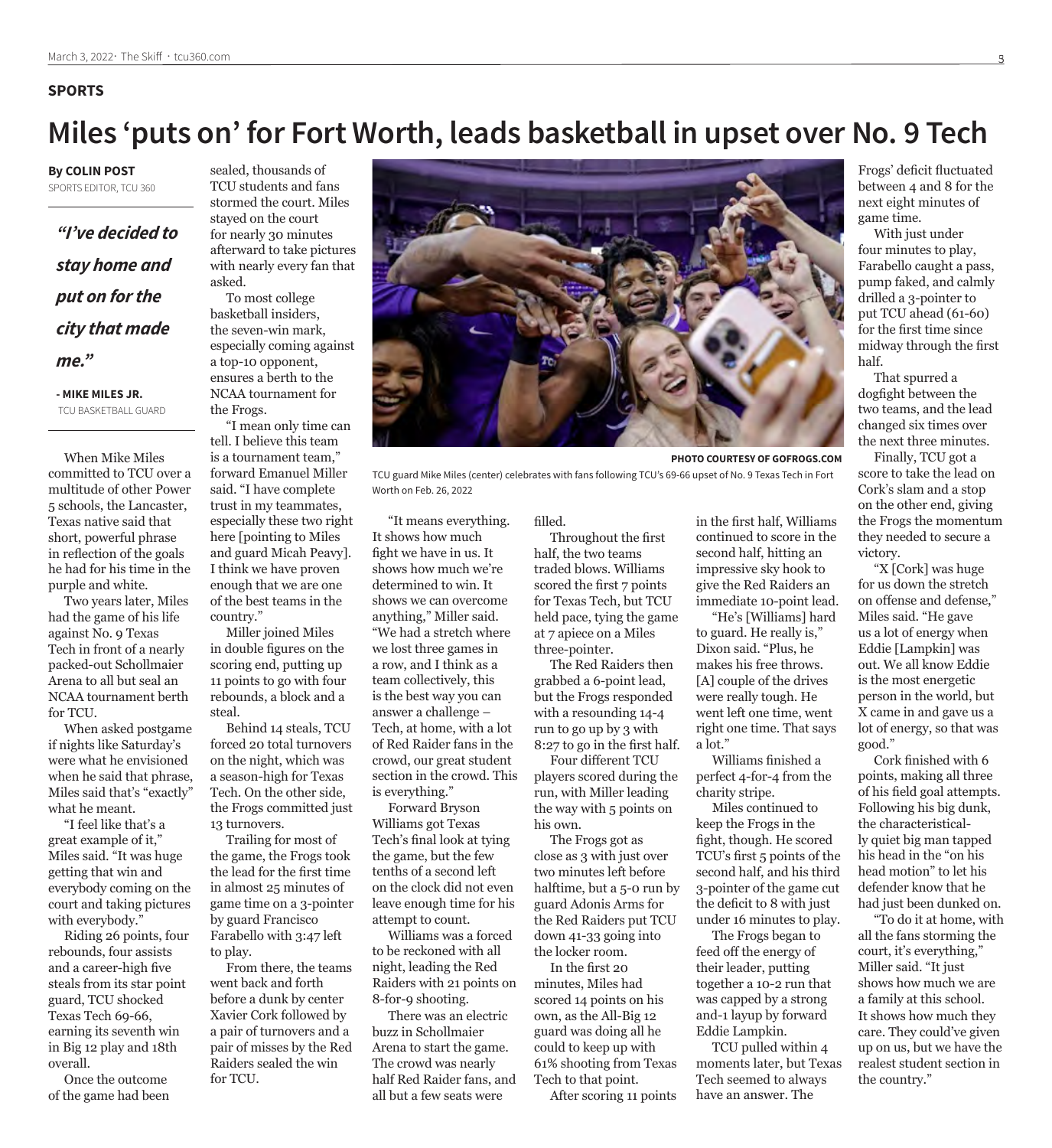SPORTS

# Miles 'puts on' for Fort Worth, leads basketball in upset over No. 9 Tech

**By COLIN POST**
SPORTS EDITOR, TCU 360

> ***"I've decided to stay home and put on for the city that made me."***
>
> **- MIKE MILES JR.**
> TCU BASKETBALL GUARD

When Mike Miles committed to TCU over a multitude of other Power 5 schools, the Lancaster, Texas native said that short, powerful phrase in reflection of the goals he had for his time in the purple and white.

Two years later, Miles had the game of his life against No. 9 Texas Tech in front of a nearly packed-out Schollmaier Arena to all but seal an NCAA tournament berth for TCU.

When asked postgame if nights like Saturday's were what he envisioned when he said that phrase, Miles said that's "exactly" what he meant.

"I feel like that's a great example of it," Miles said. "It was huge getting that win and everybody coming on the court and taking pictures with everybody."

Riding 26 points, four rebounds, four assists and a career-high five steals from its star point guard, TCU shocked Texas Tech 69-66, earning its seventh win in Big 12 play and 18th overall.

Once the outcome of the game had been sealed, thousands of TCU students and fans stormed the court. Miles stayed on the court for nearly 30 minutes afterward to take pictures with nearly every fan that asked.

To most college basketball insiders, the seven-win mark, especially coming against a top-10 opponent, ensures a berth to the NCAA tournament for the Frogs.

"I mean only time can tell. I believe this team is a tournament team," forward Emanuel Miller said. "I have complete trust in my teammates, especially these two right here [pointing to Miles and guard Micah Peavy]. I think we have proven enough that we are one of the best teams in the country."

Miller joined Miles in double figures on the scoring end, putting up 11 points to go with four rebounds, a block and a steal.

Behind 14 steals, TCU forced 20 total turnovers on the night, which was a season-high for Texas Tech. On the other side, the Frogs committed just 13 turnovers.

Trailing for most of the game, the Frogs took the lead for the first time in almost 25 minutes of game time on a 3-pointer by guard Francisco Farabello with 3:47 left to play.

From there, the teams went back and forth before a dunk by center Xavier Cork followed by a pair of turnovers and a pair of misses by the Red Raiders sealed the win for TCU.

PHOTO COURTESY OF GOFROGS.COM

TCU guard Mike Miles (center) celebrates with fans following TCU's 69-66 upset of No. 9 Texas Tech in Fort Worth on Feb. 26, 2022

"It means everything. It shows how much fight we have in us. It shows how much we're determined to win. It shows we can overcome anything," Miller said. "We had a stretch where we lost three games in a row, and I think as a team collectively, this is the best way you can answer a challenge – Tech, at home, with a lot of Red Raider fans in the crowd, our great student section in the crowd. This is everything."

Forward Bryson Williams got Texas Tech's final look at tying the game, but the few tenths of a second left on the clock did not even leave enough time for his attempt to count.

Williams was a forced to be reckoned with all night, leading the Red Raiders with 21 points on 8-for-9 shooting.

There was an electric buzz in Schollmaier Arena to start the game. The crowd was nearly half Red Raider fans, and all but a few seats were filled.

Throughout the first half, the two teams traded blows. Williams scored the first 7 points for Texas Tech, but TCU held pace, tying the game at 7 apiece on a Miles three-pointer.

The Red Raiders then grabbed a 6-point lead, but the Frogs responded with a resounding 14-4 run to go up by 3 with 8:27 to go in the first half.

Four different TCU players scored during the run, with Miller leading the way with 5 points on his own.

The Frogs got as close as 3 with just over two minutes left before halftime, but a 5-0 run by guard Adonis Arms for the Red Raiders put TCU down 41-33 going into the locker room.

In the first 20 minutes, Miles had scored 14 points on his own, as the All-Big 12 guard was doing all he could to keep up with 61% shooting from Texas Tech to that point.

After scoring 11 points in the first half, Williams continued to score in the second half, hitting an impressive sky hook to give the Red Raiders an immediate 10-point lead.

"He's [Williams] hard to guard. He really is," Dixon said. "Plus, he makes his free throws. [A] couple of the drives were really tough. He went left one time, went right one time. That says a lot."

Williams finished a perfect 4-for-4 from the charity stripe.

Miles continued to keep the Frogs in the fight, though. He scored TCU's first 5 points of the second half, and his third 3-pointer of the game cut the deficit to 8 with just under 16 minutes to play.

The Frogs began to feed off the energy of their leader, putting together a 10-2 run that was capped by a strong and-1 layup by forward Eddie Lampkin.

TCU pulled within 4 moments later, but Texas Tech seemed to always have an answer. The Frogs' deficit fluctuated between 4 and 8 for the next eight minutes of game time.

With just under four minutes to play, Farabello caught a pass, pump faked, and calmly drilled a 3-pointer to put TCU ahead (61-60) for the first time since midway through the first half.

That spurred a dogfight between the two teams, and the lead changed six times over the next three minutes.

Finally, TCU got a score to take the lead on Cork's slam and a stop on the other end, giving the Frogs the momentum they needed to secure a victory.

"X [Cork] was huge for us down the stretch on offense and defense," Miles said. "He gave us a lot of energy when Eddie [Lampkin] was out. We all know Eddie is the most energetic person in the world, but X came in and gave us a lot of energy, so that was good."

Cork finished with 6 points, making all three of his field goal attempts. Following his big dunk, the characteristically quiet big man tapped his head in the "on his head motion" to let his defender know that he had just been dunked on.

"To do it at home, with all the fans storming the court, it's everything," Miller said. "It just shows how much we are a family at this school. It shows how much they care. They could've given up on us, but we have the realest student section in the country."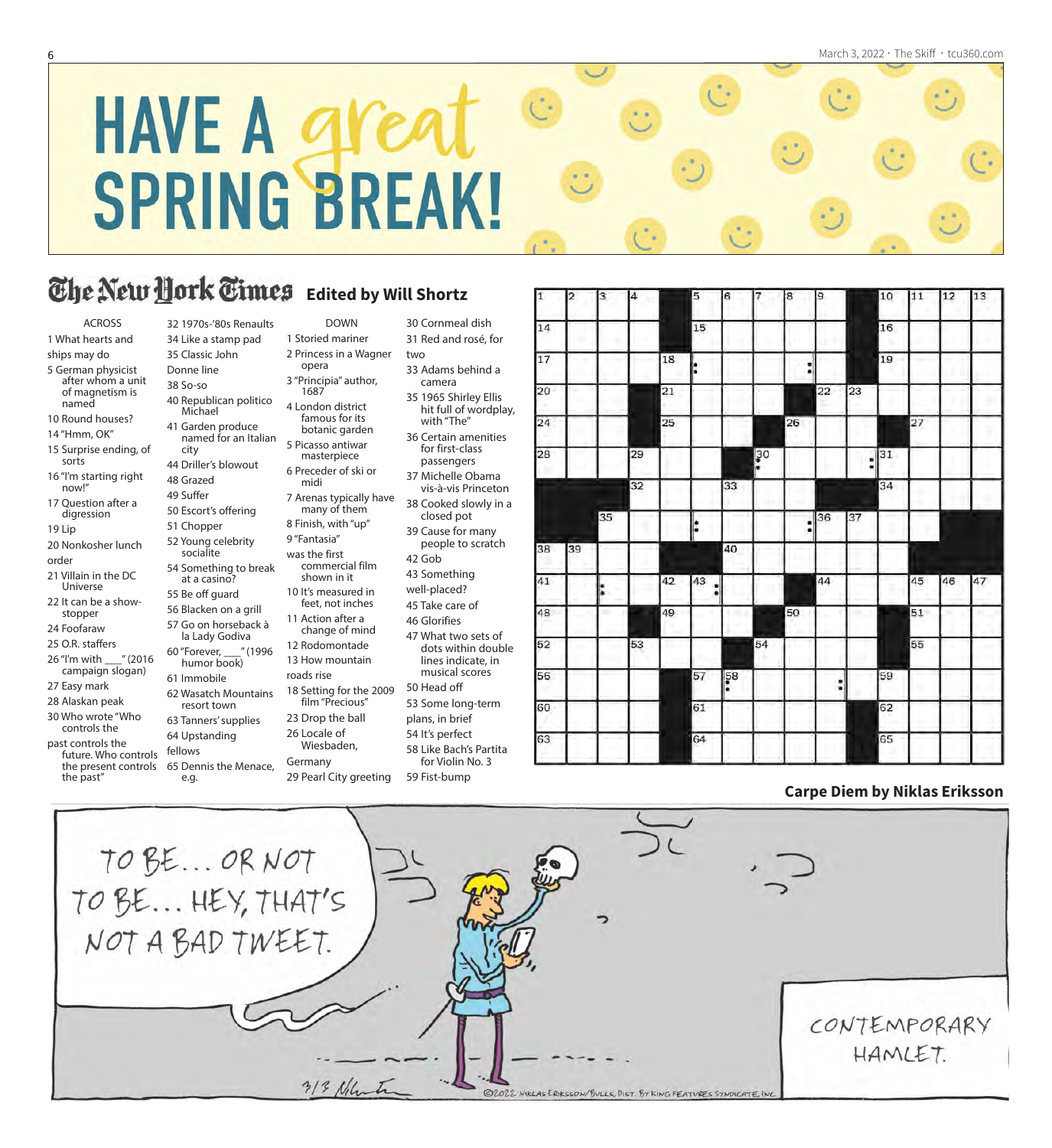# HAVE A great SPRING BREAK!

## The New York Times Edited by Will Shortz

**ACROSS**

1 What hearts and ships may do
5 German physicist after whom a unit of magnetism is named
10 Round houses?
14 "Hmm, OK"
15 Surprise ending, of sorts
16 "I'm starting right now!"
17 Question after a digression
19 Lip
20 Nonkosher lunch order
21 Villain in the DC Universe
22 It can be a show-stopper
24 Foofaraw
25 O.R. staffers
26 "I'm with ___" (2016 campaign slogan)
27 Easy mark
28 Alaskan peak
30 Who wrote "Who controls the past controls the future. Who controls the present controls the past"
32 1970s-'80s Renaults
34 Like a stamp pad
35 Classic John Donne line
38 So-so
40 Republican politico Michael
41 Garden produce named for an Italian city
44 Driller's blowout
48 Grazed
49 Suffer
50 Escort's offering
51 Chopper
52 Young celebrity socialite
54 Something to break at a casino?
55 Be off guard
56 Blacken on a grill
57 Go on horseback à la Lady Godiva
60 "Forever, ___" (1996 humor book)
61 Immobile
62 Wasatch Mountains resort town
63 Tanners' supplies
64 Upstanding fellows
65 Dennis the Menace, e.g.

**DOWN**

1 Storied mariner
2 Princess in a Wagner opera
3 "Principia" author, 1687
4 London district famous for its botanic garden
5 Picasso antiwar masterpiece
6 Preceder of ski or midi
7 Arenas typically have many of them
8 Finish, with "up"
9 "Fantasia" was the first commercial film shown in it
10 It's measured in feet, not inches
11 Action after a change of mind
12 Rodomontade
13 How mountain roads rise
18 Setting for the 2009 film "Precious"
23 Drop the ball
26 Locale of Wiesbaden, Germany
29 Pearl City greeting
30 Cornmeal dish
31 Red and rosé, for two
33 Adams behind a camera
35 1965 Shirley Ellis hit full of wordplay, with "The"
36 Certain amenities for first-class passengers
37 Michelle Obama vis-à-vis Princeton
38 Cooked slowly in a closed pot
39 Cause for many people to scratch
42 Gob
43 Something well-placed?
45 Take care of
46 Glorifies
47 What two sets of dots within double lines indicate, in musical scores
50 Head off
53 Some long-term plans, in brief
54 It's perfect
58 Like Bach's Partita for Violin No. 3
59 Fist-bump

## Carpe Diem by Niklas Eriksson

TO BE... OR NOT TO BE... HEY, THAT'S NOT A BAD TWEET.

CONTEMPORARY HAMLET.

©2022 NIKLAS ERIKSSON/BULLS, DIST. BY KING FEATURES SYNDICATE, INC.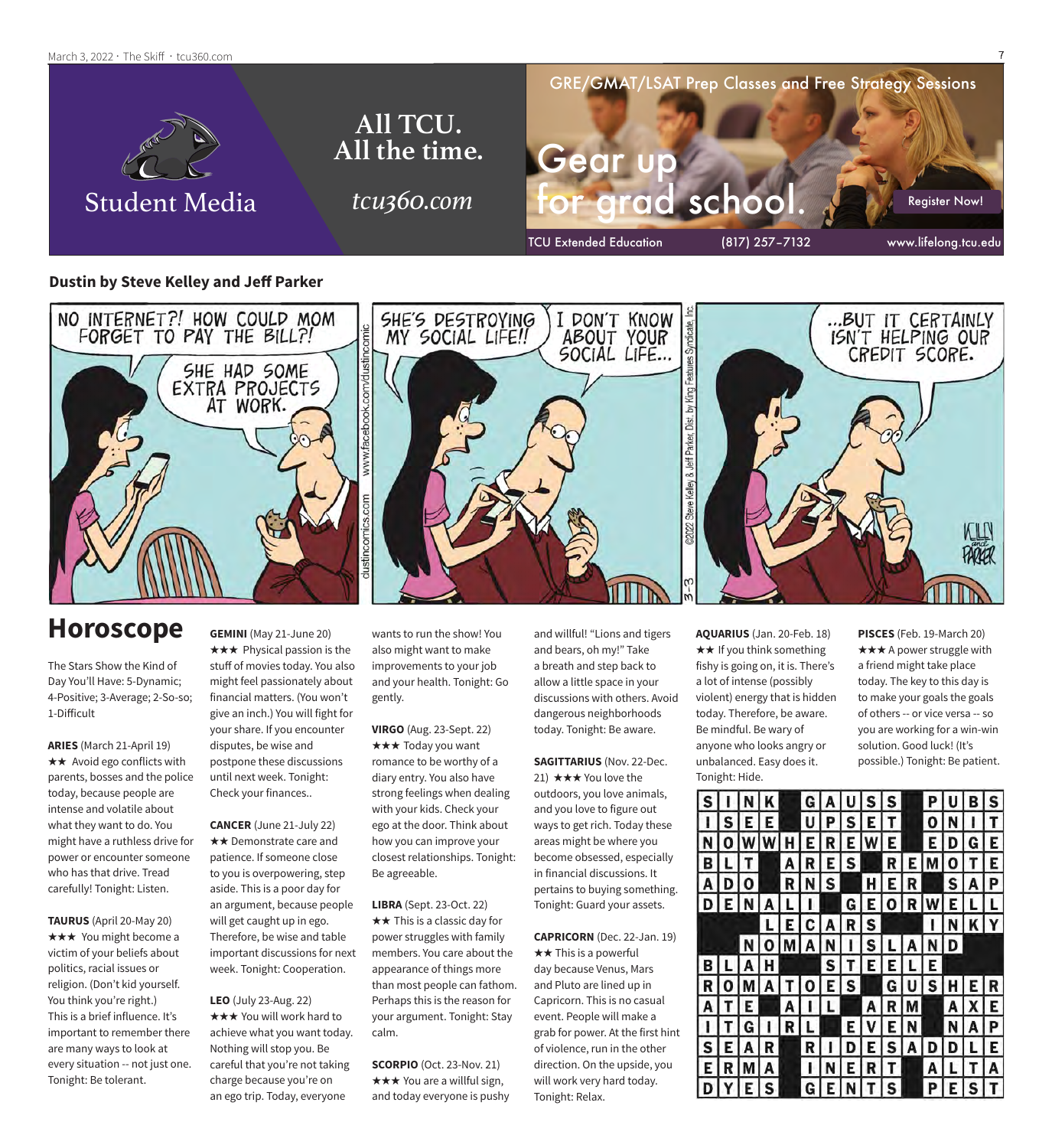Student Media

All TCU. All the time.

tcu360.com

GRE/GMAT/LSAT Prep Classes and Free Strategy Sessions

Gear up for grad school.

Register Now!

TCU Extended Education (817) 257-7132 www.lifelong.tcu.edu

**Dustin by Steve Kelley and Jeff Parker**

NO INTERNET?! HOW COULD MOM FORGET TO PAY THE BILL?!

SHE HAD SOME EXTRA PROJECTS AT WORK.

SHE'S DESTROYING MY SOCIAL LIFE!!

I DON'T KNOW ABOUT YOUR SOCIAL LIFE...

...BUT IT CERTAINLY ISN'T HELPING OUR CREDIT SCORE.

# Horoscope

The Stars Show the Kind of Day You'll Have: 5-Dynamic; 4-Positive; 3-Average; 2-So-so; 1-Difficult

**ARIES** (March 21-April 19)
★★ Avoid ego conflicts with parents, bosses and the police today, because people are intense and volatile about what they want to do. You might have a ruthless drive for power or encounter someone who has that drive. Tread carefully! Tonight: Listen.

**TAURUS** (April 20-May 20)
★★★ You might become a victim of your beliefs about politics, racial issues or religion. (Don't kid yourself. You think you're right.) This is a brief influence. It's important to remember there are many ways to look at every situation -- not just one. Tonight: Be tolerant.

**GEMINI** (May 21-June 20)
★★★ Physical passion is the stuff of movies today. You also might feel passionately about financial matters. (You won't give an inch.) You will fight for your share. If you encounter disputes, be wise and postpone these discussions until next week. Tonight: Check your finances..

**CANCER** (June 21-July 22)
★★ Demonstrate care and patience. If someone close to you is overpowering, step aside. This is a poor day for an argument, because people will get caught up in ego. Therefore, be wise and table important discussions for next week. Tonight: Cooperation.

**LEO** (July 23-Aug. 22)
★★★ You will work hard to achieve what you want today. Nothing will stop you. Be careful that you're not taking charge because you're on an ego trip. Today, everyone wants to run the show! You also might want to make improvements to your job and your health. Tonight: Go gently.

**VIRGO** (Aug. 23-Sept. 22)
★★★ Today you want romance to be worthy of a diary entry. You also have strong feelings when dealing with your kids. Check your ego at the door. Think about how you can improve your closest relationships. Tonight: Be agreeable.

**LIBRA** (Sept. 23-Oct. 22)
★★ This is a classic day for power struggles with family members. You care about the appearance of things more than most people can fathom. Perhaps this is the reason for your argument. Tonight: Stay calm.

**SCORPIO** (Oct. 23-Nov. 21)
★★★ You are a willful sign, and today everyone is pushy and willful! "Lions and tigers and bears, oh my!" Take a breath and step back to allow a little space in your discussions with others. Avoid dangerous neighborhoods today. Tonight: Be aware.

**SAGITTARIUS** (Nov. 22-Dec. 21) ★★★ You love the outdoors, you love animals, and you love to figure out ways to get rich. Today these areas might be where you become obsessed, especially in financial discussions. It pertains to buying something. Tonight: Guard your assets.

**CAPRICORN** (Dec. 22-Jan. 19)
★★ This is a powerful day because Venus, Mars and Pluto are lined up in Capricorn. This is no casual event. People will make a grab for power. At the first hint of violence, run in the other direction. On the upside, you will work very hard today. Tonight: Relax.

**AQUARIUS** (Jan. 20-Feb. 18)
★★ If you think something fishy is going on, it is. There's a lot of intense (possibly violent) energy that is hidden today. Therefore, be aware. Be mindful. Be wary of anyone who looks angry or unbalanced. Easy does it. Tonight: Hide.

**PISCES** (Feb. 19-March 20)
★★★ A power struggle with a friend might take place today. The key to this day is to make your goals the goals of others -- or vice versa -- so you are working for a win-win solution. Good luck! (It's possible.) Tonight: Be patient.

| | | | | | | | | | | | | | | |
|---|---|---|---|---|---|---|---|---|---|---|---|---|---|---|
| S | I | N | K | | G | A | U | S | S | | P | U | B | S |
| I | S | E | E | | U | P | S | E | T | | O | N | I | T |
| N | O | W | W | H | E | R | E | W | E | | E | D | G | E |
| B | L | T | | A | R | E | S | | R | E | M | O | T | E |
| A | D | O | | R | N | S | | H | E | R | | S | A | P |
| D | E | N | A | L | I | | G | E | O | R | W | E | L | L |
| | | | L | E | C | A | R | S | | | I | N | K | Y |
| | | N | O | M | A | N | I | S | L | A | N | D | | |
| B | L | A | H | | | S | T | E | E | L | E | | | |
| R | O | M | A | T | O | E | S | | G | U | S | H | E | R |
| A | T | E | | A | I | L | | A | R | M | | A | X | E |
| I | T | G | I | R | L | | E | V | E | N | | N | A | P |
| S | E | A | R | | R | I | D | E | S | A | D | D | L | E |
| E | R | M | A | | I | N | E | R | T | | A | L | T | A |
| D | Y | E | S | | G | E | N | T | S | | P | E | S | T |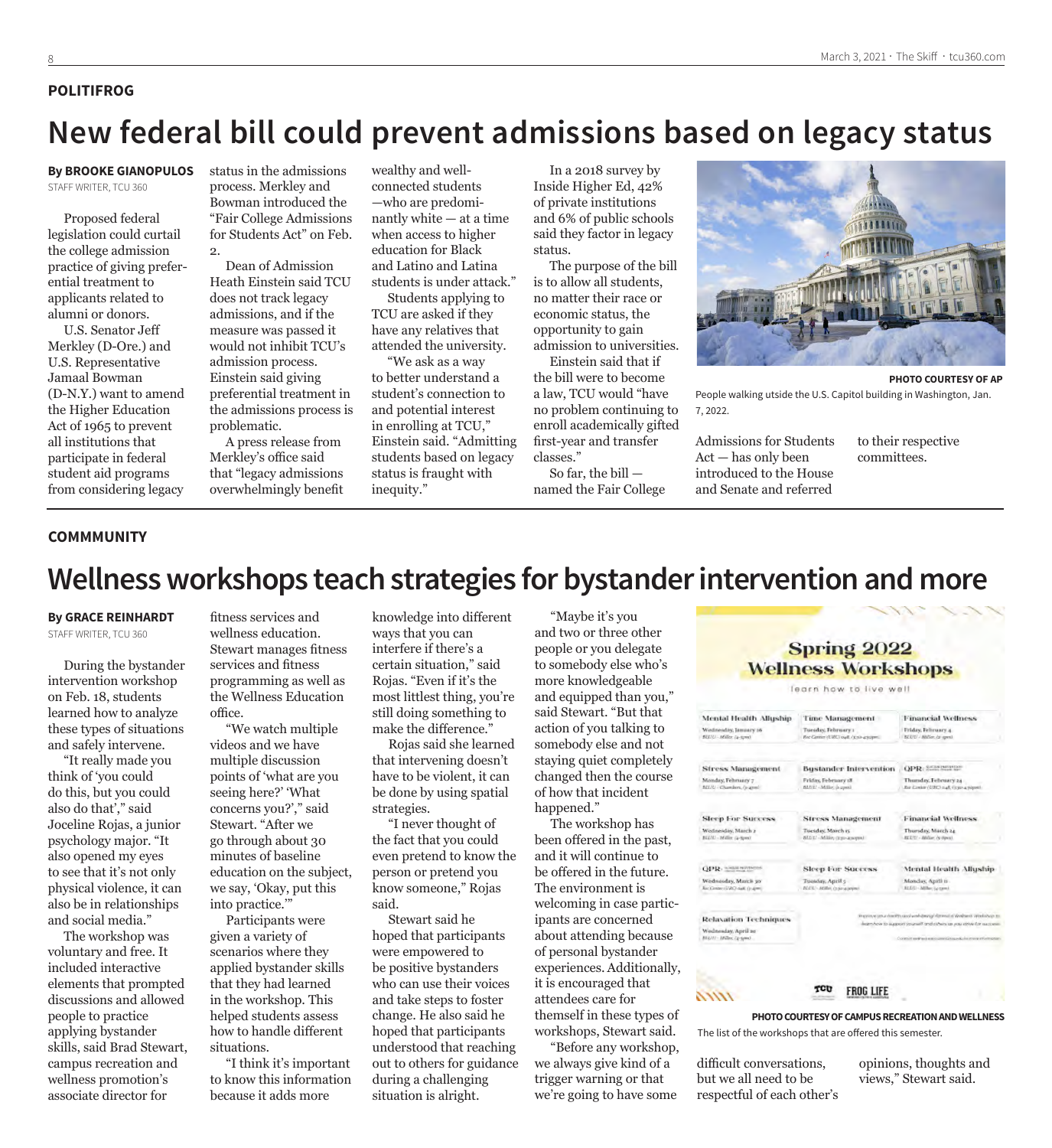**POLITIFROG**

# New federal bill could prevent admissions based on legacy status

**By BROOKE GIANOPULOS**
STAFF WRITER, TCU 360

Proposed federal legislation could curtail the college admission practice of giving preferential treatment to applicants related to alumni or donors.

U.S. Senator Jeff Merkley (D-Ore.) and U.S. Representative Jamaal Bowman (D-N.Y.) want to amend the Higher Education Act of 1965 to prevent all institutions that participate in federal student aid programs from considering legacy status in the admissions process. Merkley and Bowman introduced the "Fair College Admissions for Students Act" on Feb. 2.

Dean of Admission Heath Einstein said TCU does not track legacy admissions, and if the measure was passed it would not inhibit TCU's admission process. Einstein said giving preferential treatment in the admissions process is problematic.

A press release from Merkley's office said that "legacy admissions overwhelmingly benefit wealthy and well-connected students —who are predominantly white — at a time when access to higher education for Black and Latino and Latina students is under attack."

Students applying to TCU are asked if they have any relatives that attended the university.

"We ask as a way to better understand a student's connection to and potential interest in enrolling at TCU," Einstein said. "Admitting students based on legacy status is fraught with inequity."

In a 2018 survey by Inside Higher Ed, 42% of private institutions and 6% of public schools said they factor in legacy status.

The purpose of the bill is to allow all students, no matter their race or economic status, the opportunity to gain admission to universities.

Einstein said that if the bill were to become a law, TCU would "have no problem continuing to enroll academically gifted first-year and transfer classes."

So far, the bill — named the Fair College Admissions for Students Act — has only been introduced to the House and Senate and referred to their respective committees.

**PHOTO COURTESY OF AP**
People walking utside the U.S. Capitol building in Washington, Jan. 7, 2022.

**COMMMUNITY**

# Wellness workshops teach strategies for bystander intervention and more

**By GRACE REINHARDT**
STAFF WRITER, TCU 360

During the bystander intervention workshop on Feb. 18, students learned how to analyze these types of situations and safely intervene.

"It really made you think of 'you could do this, but you could also do that'," said Joceline Rojas, a junior psychology major. "It also opened my eyes to see that it's not only physical violence, it can also be in relationships and social media."

The workshop was voluntary and free. It included interactive elements that prompted discussions and allowed people to practice applying bystander skills, said Brad Stewart, campus recreation and wellness promotion's associate director for fitness services and wellness education. Stewart manages fitness services and fitness programming as well as the Wellness Education office.

"We watch multiple videos and we have multiple discussion points of 'what are you seeing here?' 'What concerns you?'," said Stewart. "After we go through about 30 minutes of baseline education on the subject, we say, 'Okay, put this into practice.'"

Participants were given a variety of scenarios where they applied bystander skills that they had learned in the workshop. This helped students assess how to handle different situations.

"I think it's important to know this information because it adds more knowledge into different ways that you can interfere if there's a certain situation," said Rojas. "Even if it's the most littlest thing, you're still doing something to make the difference."

Rojas said she learned that intervening doesn't have to be violent, it can be done by using spatial strategies.

"I never thought of the fact that you could even pretend to know the person or pretend you know someone," Rojas said.

Stewart said he hoped that participants were empowered to be positive bystanders who can use their voices and take steps to foster change. He also said he hoped that participants understood that reaching out to others for guidance during a challenging situation is alright.

"Maybe it's you and two or three other people or you delegate to somebody else who's more knowledgeable and equipped than you," said Stewart. "But that action of you talking to somebody else and not staying quiet completely changed then the course of how that incident happened."

The workshop has been offered in the past, and it will continue to be offered in the future. The environment is welcoming in case participants are concerned about attending because of personal bystander experiences. Additionally, it is encouraged that attendees care for themself in these types of workshops, Stewart said.

"Before any workshop, we always give kind of a trigger warning or that we're going to have some difficult conversations, but we all need to be respectful of each other's opinions, thoughts and views," Stewart said.

**PHOTO COURTESY OF CAMPUS RECREATION AND WELLNESS**
The list of the workshops that are offered this semester.